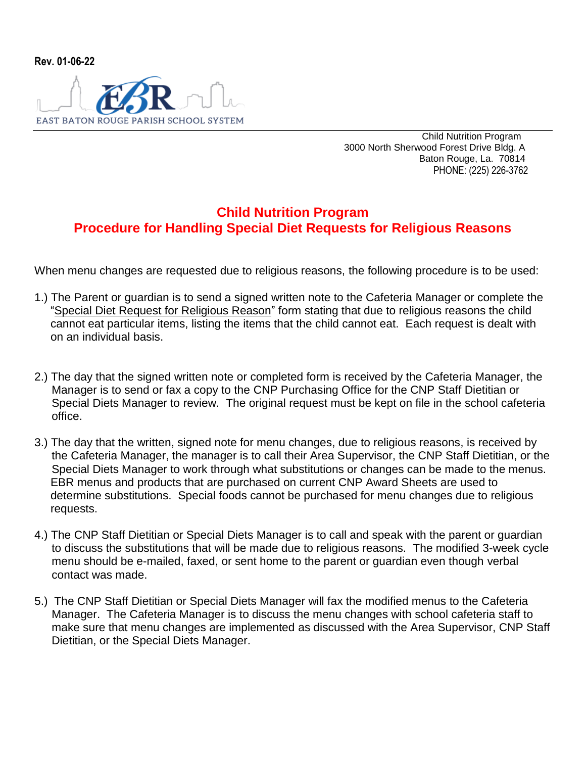**Rev. 01-06-22**

EAST BATON ROUGE PARISH SCHOOL SYSTEM

Child Nutrition Program
3000 North Sherwood Forest Drive Bldg. A
Baton Rouge, La. 70814
PHONE: (225) 226-3762

# Child Nutrition Program
# Procedure for Handling Special Diet Requests for Religious Reasons

When menu changes are requested due to religious reasons, the following procedure is to be used:

1.) The Parent or guardian is to send a signed written note to the Cafeteria Manager or complete the "Special Diet Request for Religious Reason" form stating that due to religious reasons the child cannot eat particular items, listing the items that the child cannot eat. Each request is dealt with on an individual basis.

2.) The day that the signed written note or completed form is received by the Cafeteria Manager, the Manager is to send or fax a copy to the CNP Purchasing Office for the CNP Staff Dietitian or Special Diets Manager to review. The original request must be kept on file in the school cafeteria office.

3.) The day that the written, signed note for menu changes, due to religious reasons, is received by the Cafeteria Manager, the manager is to call their Area Supervisor, the CNP Staff Dietitian, or the Special Diets Manager to work through what substitutions or changes can be made to the menus. EBR menus and products that are purchased on current CNP Award Sheets are used to determine substitutions. Special foods cannot be purchased for menu changes due to religious requests.

4.) The CNP Staff Dietitian or Special Diets Manager is to call and speak with the parent or guardian to discuss the substitutions that will be made due to religious reasons. The modified 3-week cycle menu should be e-mailed, faxed, or sent home to the parent or guardian even though verbal contact was made.

5.) The CNP Staff Dietitian or Special Diets Manager will fax the modified menus to the Cafeteria Manager. The Cafeteria Manager is to discuss the menu changes with school cafeteria staff to make sure that menu changes are implemented as discussed with the Area Supervisor, CNP Staff Dietitian, or the Special Diets Manager.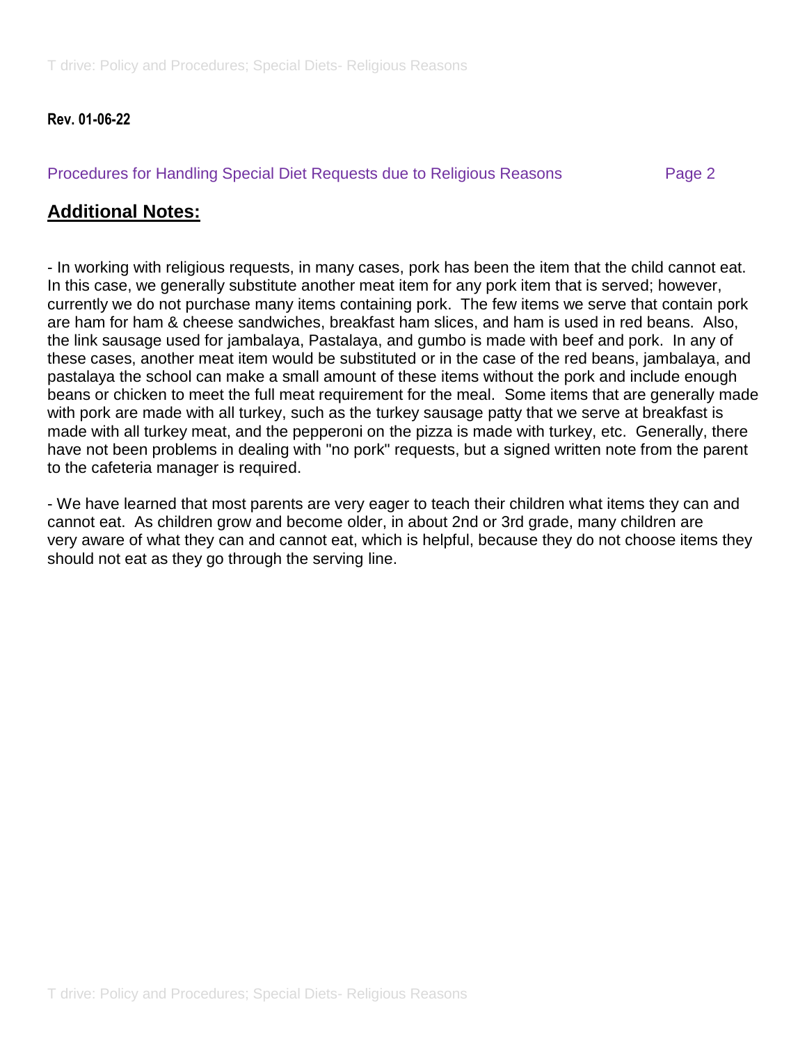**Rev. 01-06-22**

## Additional Notes:

- In working with religious requests, in many cases, pork has been the item that the child cannot eat. In this case, we generally substitute another meat item for any pork item that is served; however, currently we do not purchase many items containing pork. The few items we serve that contain pork are ham for ham & cheese sandwiches, breakfast ham slices, and ham is used in red beans. Also, the link sausage used for jambalaya, Pastalaya, and gumbo is made with beef and pork. In any of these cases, another meat item would be substituted or in the case of the red beans, jambalaya, and pastalaya the school can make a small amount of these items without the pork and include enough beans or chicken to meet the full meat requirement for the meal. Some items that are generally made with pork are made with all turkey, such as the turkey sausage patty that we serve at breakfast is made with all turkey meat, and the pepperoni on the pizza is made with turkey, etc. Generally, there have not been problems in dealing with "no pork" requests, but a signed written note from the parent to the cafeteria manager is required.

- We have learned that most parents are very eager to teach their children what items they can and cannot eat. As children grow and become older, in about 2nd or 3rd grade, many children are very aware of what they can and cannot eat, which is helpful, because they do not choose items they should not eat as they go through the serving line.